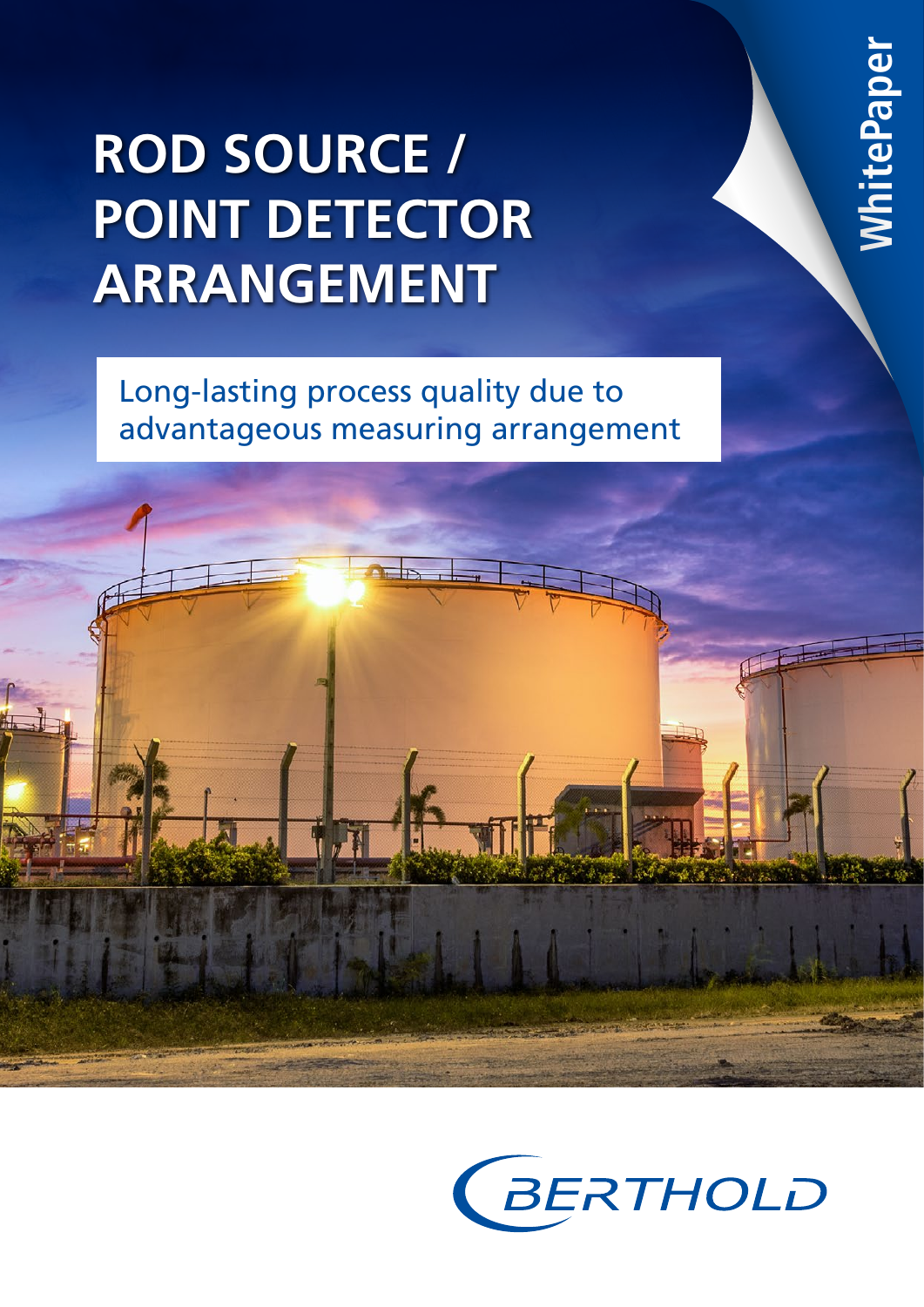WhitePaper

# ROD SOURCE / POINT DETECTOR ARRANGEMENT

Long-lasting process quality due to advantageous measuring arrangement

BERTHOLD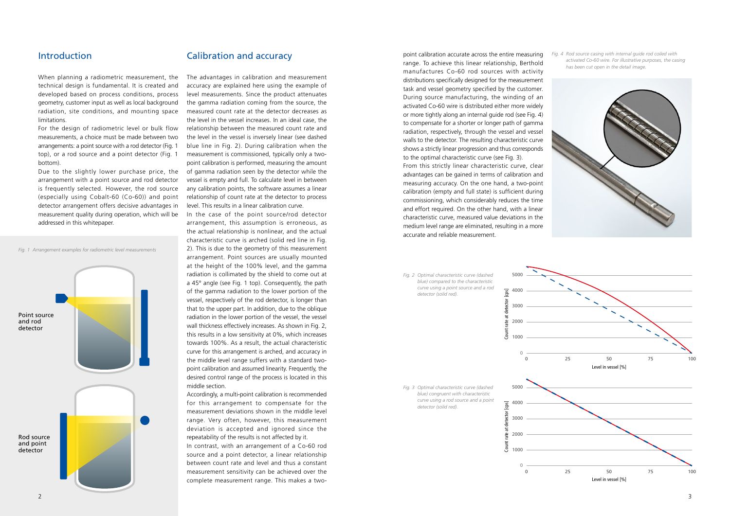## Introduction

When planning a radiometric measurement, the technical design is fundamental. It is created and developed based on process conditions, process geometry, customer input as well as local background radiation, site conditions, and mounting space limitations.

For the design of radiometric level or bulk flow measurements, a choice must be made between two arrangements: a point source with a rod detector (Fig. 1 top), or a rod source and a point detector (Fig. 1 bottom).

Due to the slightly lower purchase price, the arrangement with a point source and rod detector is frequently selected. However, the rod source (especially using Cobalt-60 (Co-60)) and point detector arrangement offers decisive advantages in measurement quality during operation, which will be addressed in this whitepaper.

*Fig. 1 Arrangement examples for radiometric level measurements*

Point source and rod detector

Rod source and point detector

## Calibration and accuracy

The advantages in calibration and measurement accuracy are explained here using the example of level measurements. Since the product attenuates the gamma radiation coming from the source, the measured count rate at the detector decreases as the level in the vessel increases. In an ideal case, the relationship between the measured count rate and the level in the vessel is inversely linear (see dashed blue line in Fig. 2). During calibration when the measurement is commissioned, typically only a two-point calibration is performed, measuring the amount of gamma radiation seen by the detector while the vessel is empty and full. To calculate level in between any calibration points, the software assumes a linear relationship of count rate at the detector to process level. This results in a linear calibration curve.

In the case of the point source/rod detector arrangement, this assumption is erroneous, as the actual relationship is nonlinear, and the actual characteristic curve is arched (solid red line in Fig. 2). This is due to the geometry of this measurement arrangement. Point sources are usually mounted at the height of the 100% level, and the gamma radiation is collimated by the shield to come out at a 45° angle (see Fig. 1 top). Consequently, the path of the gamma radiation to the lower portion of the vessel, respectively of the rod detector, is longer than that to the upper part. In addition, due to the oblique radiation in the lower portion of the vessel, the vessel wall thickness effectively increases. As shown in Fig. 2, this results in a low sensitivity at 0%, which increases towards 100%. As a result, the actual characteristic curve for this arrangement is arched, and accuracy in the middle level range suffers with a standard two-point calibration and assumed linearity. Frequently, the desired control range of the process is located in this middle section.

Accordingly, a multi-point calibration is recommended for this arrangement to compensate for the measurement deviations shown in the middle level range. Very often, however, this measurement deviation is accepted and ignored since the repeatability of the results is not affected by it.

In contrast, with an arrangement of a Co-60 rod source and a point detector, a linear relationship between count rate and level and thus a constant measurement sensitivity can be achieved over the complete measurement range. This makes a two-point calibration accurate across the entire measuring range. To achieve this linear relationship, Berthold manufactures Co-60 rod sources with activity distributions specifically designed for the measurement task and vessel geometry specified by the customer. During source manufacturing, the winding of an activated Co-60 wire is distributed either more widely or more tightly along an internal guide rod (see Fig. 4) to compensate for a shorter or longer path of gamma radiation, respectively, through the vessel and vessel walls to the detector. The resulting characteristic curve shows a strictly linear progression and thus corresponds to the optimal characteristic curve (see Fig. 3).

From this strictly linear characteristic curve, clear advantages can be gained in terms of calibration and measuring accuracy. On the one hand, a two-point calibration (empty and full state) is sufficient during commissioning, which considerably reduces the time and effort required. On the other hand, with a linear characteristic curve, measured value deviations in the medium level range are eliminated, resulting in a more accurate and reliable measurement.

*Fig. 4 Rod source casing with internal guide rod coiled with activated Co-60 wire. For illustrative purposes, the casing has been cut open in the detail image.*

*Fig. 2 Optimal characteristic curve (dashed blue) compared to the characteristic curve using a point source and a rod detector (solid red).*

*Fig. 3 Optimal characteristic curve (dashed blue) congruent with characteristic curve using a rod source and a point detector (solid red).*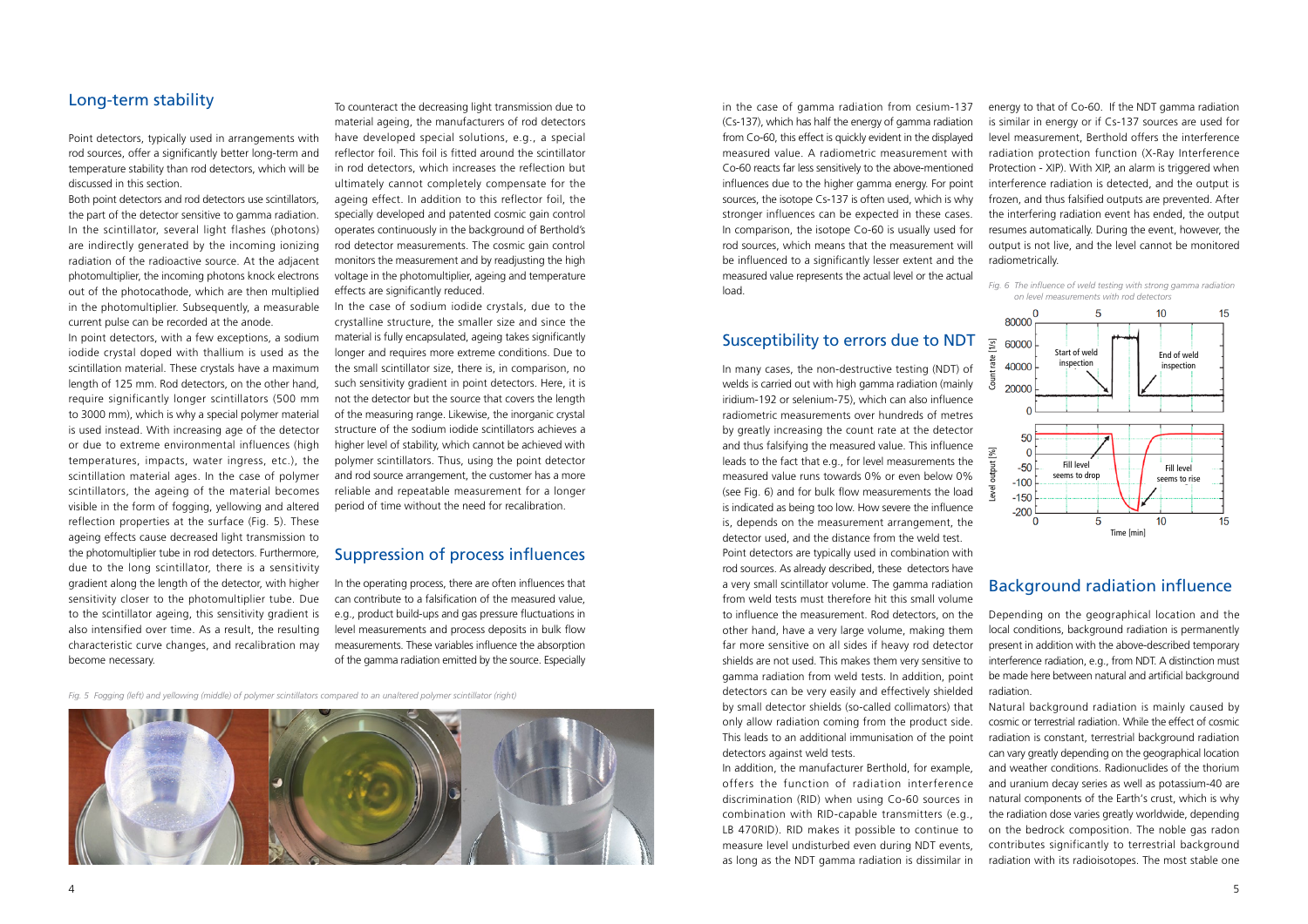## Long-term stability

Point detectors, typically used in arrangements with rod sources, offer a significantly better long-term and temperature stability than rod detectors, which will be discussed in this section.

Both point detectors and rod detectors use scintillators, the part of the detector sensitive to gamma radiation. In the scintillator, several light flashes (photons) are indirectly generated by the incoming ionizing radiation of the radioactive source. At the adjacent photomultiplier, the incoming photons knock electrons out of the photocathode, which are then multiplied in the photomultiplier. Subsequently, a measurable current pulse can be recorded at the anode.

In point detectors, with a few exceptions, a sodium iodide crystal doped with thallium is used as the scintillation material. These crystals have a maximum length of 125 mm. Rod detectors, on the other hand, require significantly longer scintillators (500 mm to 3000 mm), which is why a special polymer material is used instead. With increasing age of the detector or due to extreme environmental influences (high temperatures, impacts, water ingress, etc.), the scintillation material ages. In the case of polymer scintillators, the ageing of the material becomes visible in the form of fogging, yellowing and altered reflection properties at the surface (Fig. 5). These ageing effects cause decreased light transmission to the photomultiplier tube in rod detectors. Furthermore, due to the long scintillator, there is a sensitivity gradient along the length of the detector, with higher sensitivity closer to the photomultiplier tube. Due to the scintillator ageing, this sensitivity gradient is also intensified over time. As a result, the resulting characteristic curve changes, and recalibration may become necessary.

To counteract the decreasing light transmission due to material ageing, the manufacturers of rod detectors have developed special solutions, e.g., a special reflector foil. This foil is fitted around the scintillator in rod detectors, which increases the reflection but ultimately cannot completely compensate for the ageing effect. In addition to this reflector foil, the specially developed and patented cosmic gain control operates continuously in the background of Berthold's rod detector measurements. The cosmic gain control monitors the measurement and by readjusting the high voltage in the photomultiplier, ageing and temperature effects are significantly reduced.

In the case of sodium iodide crystals, due to the crystalline structure, the smaller size and since the material is fully encapsulated, ageing takes significantly longer and requires more extreme conditions. Due to the small scintillator size, there is, in comparison, no such sensitivity gradient in point detectors. Here, it is not the detector but the source that covers the length of the measuring range. Likewise, the inorganic crystal structure of the sodium iodide scintillators achieves a higher level of stability, which cannot be achieved with polymer scintillators. Thus, using the point detector and rod source arrangement, the customer has a more reliable and repeatable measurement for a longer period of time without the need for recalibration.

*Fig. 5 Fogging (left) and yellowing (middle) of polymer scintillators compared to an unaltered polymer scintillator (right)*

## Suppression of process influences

In the operating process, there are often influences that can contribute to a falsification of the measured value, e.g., product build-ups and gas pressure fluctuations in level measurements and process deposits in bulk flow measurements. These variables influence the absorption of the gamma radiation emitted by the source. Especially in the case of gamma radiation from cesium-137 (Cs-137), which has half the energy of gamma radiation from Co-60, this effect is quickly evident in the displayed measured value. A radiometric measurement with Co-60 reacts far less sensitively to the above-mentioned influences due to the higher gamma energy. For point sources, the isotope Cs-137 is often used, which is why stronger influences can be expected in these cases. In comparison, the isotope Co-60 is usually used for rod sources, which means that the measurement will be influenced to a significantly lesser extent and the measured value represents the actual level or the actual load.

## Susceptibility to errors due to NDT

In many cases, the non-destructive testing (NDT) of welds is carried out with high gamma radiation (mainly iridium-192 or selenium-75), which can also influence radiometric measurements over hundreds of metres by greatly increasing the count rate at the detector and thus falsifying the measured value. This influence leads to the fact that e.g., for level measurements the measured value runs towards 0% or even below 0% (see Fig. 6) and for bulk flow measurements the load is indicated as being too low. How severe the influence is, depends on the measurement arrangement, the detector used, and the distance from the weld test.

Point detectors are typically used in combination with rod sources. As already described, these detectors have a very small scintillator volume. The gamma radiation from weld tests must therefore hit this small volume to influence the measurement. Rod detectors, on the other hand, have a very large volume, making them far more sensitive on all sides if heavy rod detector shields are not used. This makes them very sensitive to gamma radiation from weld tests. In addition, point detectors can be very easily and effectively shielded by small detector shields (so-called collimators) that only allow radiation coming from the product side. This leads to an additional immunisation of the point detectors against weld tests.

In addition, the manufacturer Berthold, for example, offers the function of radiation interference discrimination (RID) when using Co-60 sources in combination with RID-capable transmitters (e.g., LB 470RID). RID makes it possible to continue to measure level undisturbed even during NDT events, as long as the NDT gamma radiation is dissimilar in energy to that of Co-60. If the NDT gamma radiation is similar in energy or if Cs-137 sources are used for level measurement, Berthold offers the interference radiation protection function (X-Ray Interference Protection - XIP). With XIP, an alarm is triggered when interference radiation is detected, and the output is frozen, and thus falsified outputs are prevented. After the interfering radiation event has ended, the output resumes automatically. During the event, however, the output is not live, and the level cannot be monitored radiometrically.

*Fig. 6 The influence of weld testing with strong gamma radiation on level measurements with rod detectors*

## Background radiation influence

Depending on the geographical location and the local conditions, background radiation is permanently present in addition with the above-described temporary interference radiation, e.g., from NDT. A distinction must be made here between natural and artificial background radiation.

Natural background radiation is mainly caused by cosmic or terrestrial radiation. While the effect of cosmic radiation is constant, terrestrial background radiation can vary greatly depending on the geographical location and weather conditions. Radionuclides of the thorium and uranium decay series as well as potassium-40 are natural components of the Earth's crust, which is why the radiation dose varies greatly worldwide, depending on the bedrock composition. The noble gas radon contributes significantly to terrestrial background radiation with its radioisotopes. The most stable one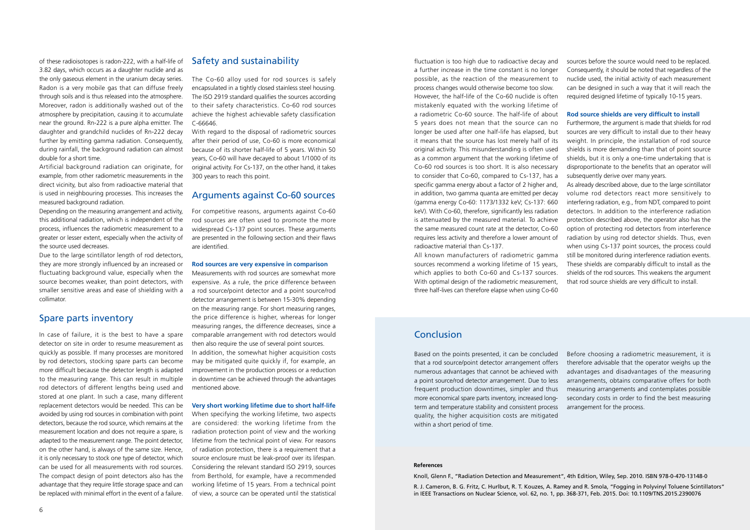of these radioisotopes is radon-222, with a half-life of 3.82 days, which occurs as a daughter nuclide and as the only gaseous element in the uranium decay series. Radon is a very mobile gas that can diffuse freely through soils and is thus released into the atmosphere. Moreover, radon is additionally washed out of the atmosphere by precipitation, causing it to accumulate near the ground. Rn-222 is a pure alpha emitter. The daughter and grandchild nuclides of Rn-222 decay further by emitting gamma radiation. Consequently, during rainfall, the background radiation can almost double for a short time.

Artificial background radiation can originate, for example, from other radiometric measurements in the direct vicinity, but also from radioactive material that is used in neighbouring processes. This increases the measured background radiation.

Depending on the measuring arrangement and activity, this additional radiation, which is independent of the process, influences the radiometric measurement to a greater or lesser extent, especially when the activity of the source used decreases.

Due to the large scintillator length of rod detectors, they are more strongly influenced by an increased or fluctuating background value, especially when the source becomes weaker, than point detectors, with smaller sensitive areas and ease of shielding with a collimator.

## Spare parts inventory

In case of failure, it is the best to have a spare detector on site in order to resume measurement as quickly as possible. If many processes are monitored by rod detectors, stocking spare parts can become more difficult because the detector length is adapted to the measuring range. This can result in multiple rod detectors of different lengths being used and stored at one plant. In such a case, many different replacement detectors would be needed. This can be avoided by using rod sources in combination with point detectors, because the rod source, which remains at the measurement location and does not require a spare, is adapted to the measurement range. The point detector, on the other hand, is always of the same size. Hence, it is only necessary to stock one type of detector, which can be used for all measurements with rod sources. The compact design of point detectors also has the advantage that they require little storage space and can be replaced with minimal effort in the event of a failure.

## Safety and sustainability

The Co-60 alloy used for rod sources is safely encapsulated in a tightly closed stainless steel housing. The ISO 2919 standard qualifies the sources according to their safety characteristics. Co-60 rod sources achieve the highest achievable safety classification C-66646.

With regard to the disposal of radiometric sources after their period of use, Co-60 is more economical because of its shorter half-life of 5 years. Within 50 years, Co-60 will have decayed to about 1/1000 of its original activity. For Cs-137, on the other hand, it takes 300 years to reach this point.

## Arguments against Co-60 sources

For competitive reasons, arguments against Co-60 rod sources are often used to promote the more widespread Cs-137 point sources. These arguments are presented in the following section and their flaws are identified.

### Rod sources are very expensive in comparison

Measurements with rod sources are somewhat more expensive. As a rule, the price difference between a rod source/point detector and a point source/rod detector arrangement is between 15-30% depending on the measuring range. For short measuring ranges, the price difference is higher, whereas for longer measuring ranges, the difference decreases, since a comparable arrangement with rod detectors would then also require the use of several point sources.

In addition, the somewhat higher acquisition costs may be mitigated quite quickly if, for example, an improvement in the production process or a reduction in downtime can be achieved through the advantages mentioned above.

### Very short working lifetime due to short half-life

When specifying the working lifetime, two aspects are considered: the working lifetime from the radiation protection point of view and the working lifetime from the technical point of view. For reasons of radiation protection, there is a requirement that a source enclosure must be leak-proof over its lifespan. Considering the relevant standard ISO 2919, sources from Berthold, for example, have a recommended working lifetime of 15 years. From a technical point of view, a source can be operated until the statistical fluctuation is too high due to radioactive decay and a further increase in the time constant is no longer possible, as the reaction of the measurement to process changes would otherwise become too slow.

However, the half-life of the Co-60 nuclide is often mistakenly equated with the working lifetime of a radiometric Co-60 source. The half-life of about 5 years does not mean that the source can no longer be used after one half-life has elapsed, but it means that the source has lost merely half of its original activity. This misunderstanding is often used as a common argument that the working lifetime of Co-60 rod sources is too short. It is also necessary to consider that Co-60, compared to Cs-137, has a specific gamma energy about a factor of 2 higher and, in addition, two gamma quanta are emitted per decay (gamma energy Co-60: 1173/1332 keV; Cs-137: 660 keV). With Co-60, therefore, significantly less radiation is attenuated by the measured material. To achieve the same measured count rate at the detector, Co-60 requires less activity and therefore a lower amount of radioactive material than Cs-137.

All known manufacturers of radiometric gamma sources recommend a working lifetime of 15 years, which applies to both Co-60 and Cs-137 sources. With optimal design of the radiometric measurement, three half-lives can therefore elapse when using Co-60 sources before the source would need to be replaced. Consequently, it should be noted that regardless of the nuclide used, the initial activity of each measurement can be designed in such a way that it will reach the required designed lifetime of typically 10-15 years.

### Rod source shields are very difficult to install

Furthermore, the argument is made that shields for rod sources are very difficult to install due to their heavy weight. In principle, the installation of rod source shields is more demanding than that of point source shields, but it is only a one-time undertaking that is disproportionate to the benefits that an operator will subsequently derive over many years.

As already described above, due to the large scintillator volume rod detectors react more sensitively to interfering radiation, e.g., from NDT, compared to point detectors. In addition to the interference radiation protection described above, the operator also has the option of protecting rod detectors from interference radiation by using rod detector shields. Thus, even when using Cs-137 point sources, the process could still be monitored during interference radiation events. These shields are comparably difficult to install as the shields of the rod sources. This weakens the argument that rod source shields are very difficult to install.

## Conclusion

Based on the points presented, it can be concluded that a rod source/point detector arrangement offers numerous advantages that cannot be achieved with a point source/rod detector arrangement. Due to less frequent production downtimes, simpler and thus more economical spare parts inventory, increased long-term and temperature stability and consistent process quality, the higher acquisition costs are mitigated within a short period of time.

Before choosing a radiometric measurement, it is therefore advisable that the operator weighs up the advantages and disadvantages of the measuring arrangements, obtains comparative offers for both measuring arrangements and contemplates possible secondary costs in order to find the best measuring arrangement for the process.

#### References

Knoll, Glenn F., "Radiation Detection and Measurement", 4th Edition, Wiley, Sep. 2010. ISBN 978-0-470-13148-0

R. J. Cameron, B. G. Fritz, C. Hurlbut, R. T. Kouzes, A. Ramey and R. Smola, "Fogging in Polyvinyl Toluene Scintillators" in IEEE Transactions on Nuclear Science, vol. 62, no. 1, pp. 368-371, Feb. 2015. Doi: 10.1109/TNS.2015.2390076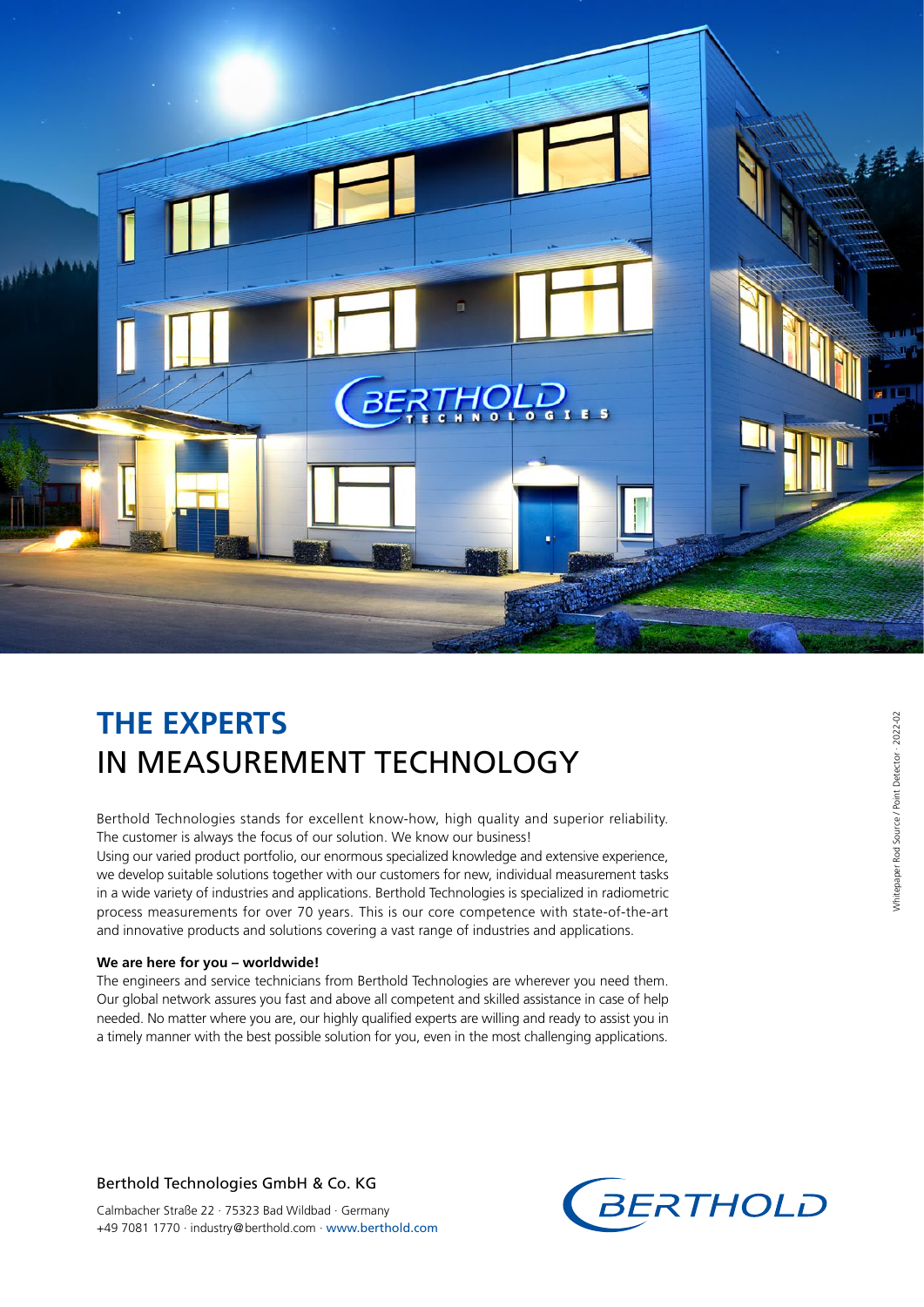# THE EXPERTS
IN MEASUREMENT TECHNOLOGY

Berthold Technologies stands for excellent know-how, high quality and superior reliability. The customer is always the focus of our solution. We know our business!
Using our varied product portfolio, our enormous specialized knowledge and extensive experience, we develop suitable solutions together with our customers for new, individual measurement tasks in a wide variety of industries and applications. Berthold Technologies is specialized in radiometric process measurements for over 70 years. This is our core competence with state-of-the-art and innovative products and solutions covering a vast range of industries and applications.

**We are here for you – worldwide!**
The engineers and service technicians from Berthold Technologies are wherever you need them. Our global network assures you fast and above all competent and skilled assistance in case of help needed. No matter where you are, our highly qualified experts are willing and ready to assist you in a timely manner with the best possible solution for you, even in the most challenging applications.

Whitepaper Rod Source / Point Detector · 2022-02

Berthold Technologies GmbH & Co. KG

Calmbacher Straße 22 · 75323 Bad Wildbad · Germany
+49 7081 1770 · industry@berthold.com · www.berthold.com